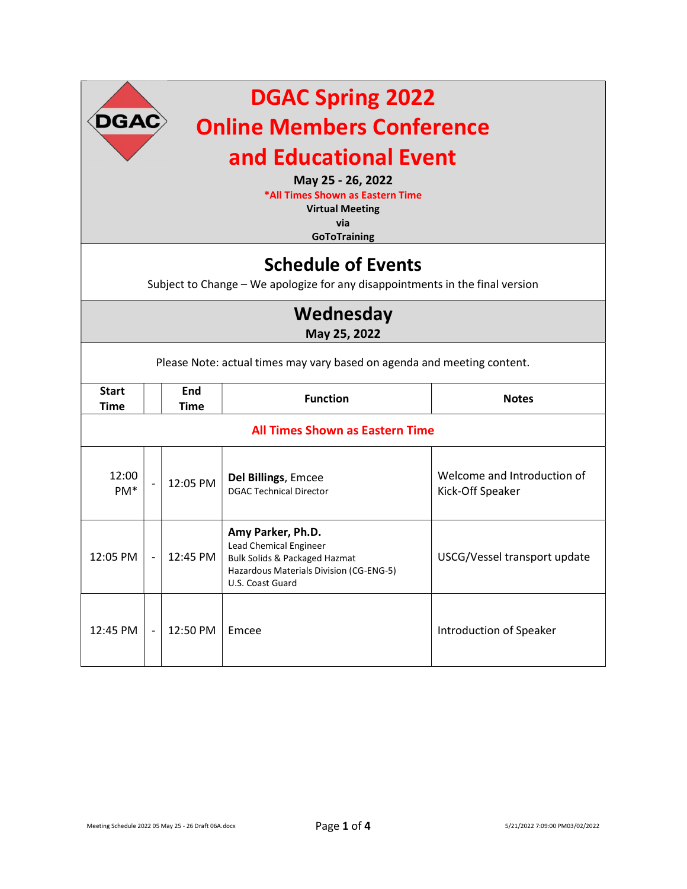# DGAC Spring 2022
# Online Members Conference
# and Educational Event

**May 25 - 26, 2022**

***All Times Shown as Eastern Time**

**Virtual Meeting**

**via**

**GoToTraining**

## Schedule of Events

Subject to Change – We apologize for any disappointments in the final version

## Wednesday

**May 25, 2022**

Please Note: actual times may vary based on agenda and meeting content.

| Start Time | | End Time | Function | Notes |
|---|---|---|---|---|
| **All Times Shown as Eastern Time** | | | | |
| 12:00 PM* | - | 12:05 PM | **Del Billings**, Emcee<br>DGAC Technical Director | Welcome and Introduction of Kick-Off Speaker |
| 12:05 PM | - | 12:45 PM | **Amy Parker, Ph.D.**<br>Lead Chemical Engineer<br>Bulk Solids & Packaged Hazmat<br>Hazardous Materials Division (CG-ENG-5)<br>U.S. Coast Guard | USCG/Vessel transport update |
| 12:45 PM | - | 12:50 PM | Emcee | Introduction of Speaker |

Meeting Schedule 2022 05 May 25 - 26 Draft 06A.docx 5/21/2022 7:09:00 PM03/02/2022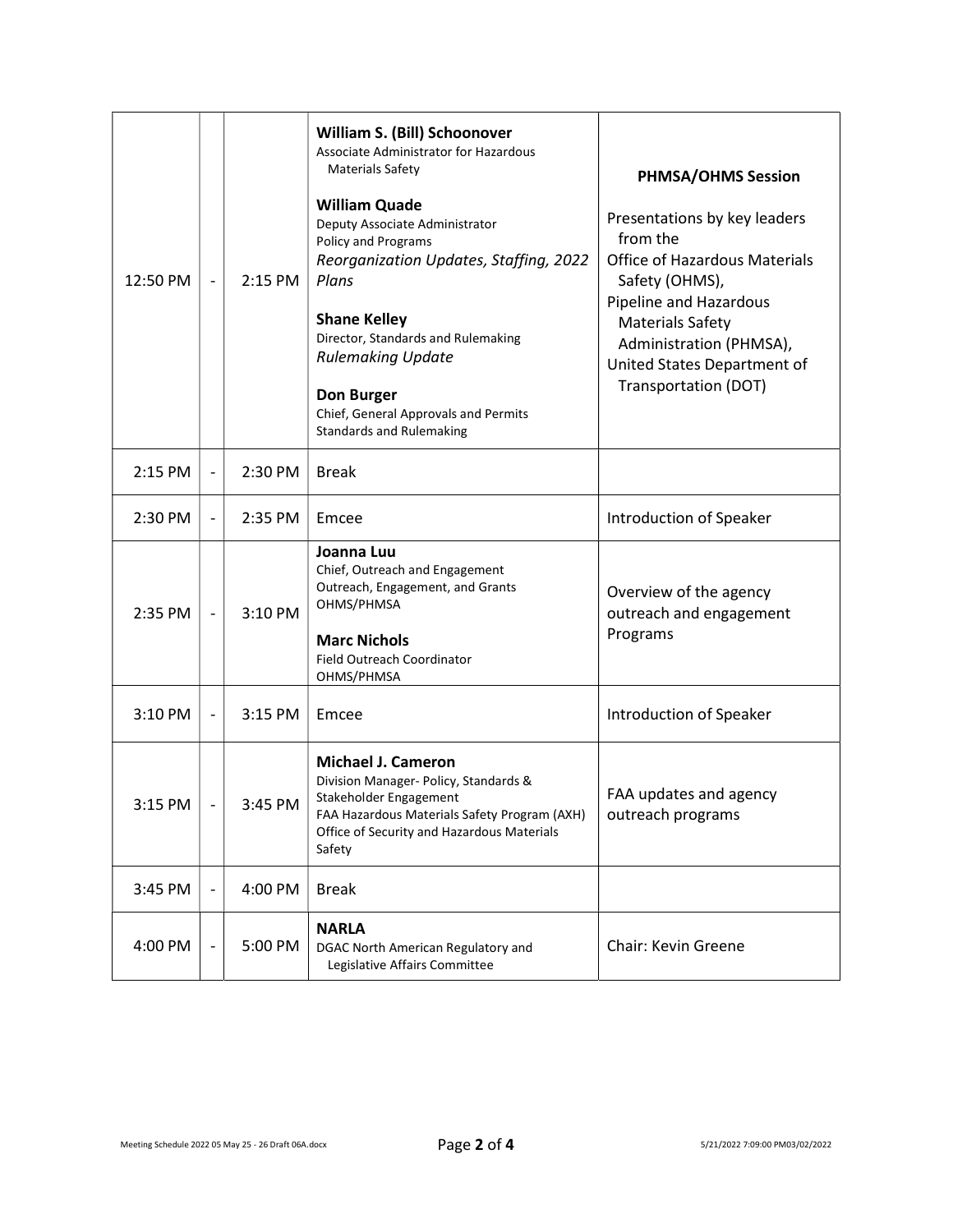| | | | | |
|---|---|---|---|---|
| 12:50 PM | - | 2:15 PM | **William S. (Bill) Schoonover**<br>Associate Administrator for Hazardous Materials Safety<br><br>**William Quade**<br>Deputy Associate Administrator<br>Policy and Programs<br>*Reorganization Updates, Staffing, 2022 Plans*<br><br>**Shane Kelley**<br>Director, Standards and Rulemaking<br>*Rulemaking Update*<br><br>**Don Burger**<br>Chief, General Approvals and Permits<br>Standards and Rulemaking | **PHMSA/OHMS Session**<br><br>Presentations by key leaders from the<br>Office of Hazardous Materials Safety (OHMS),<br>Pipeline and Hazardous Materials Safety Administration (PHMSA),<br>United States Department of Transportation (DOT) |
| 2:15 PM | - | 2:30 PM | Break | |
| 2:30 PM | - | 2:35 PM | Emcee | Introduction of Speaker |
| 2:35 PM | - | 3:10 PM | **Joanna Luu**<br>Chief, Outreach and Engagement<br>Outreach, Engagement, and Grants<br>OHMS/PHMSA<br><br>**Marc Nichols**<br>Field Outreach Coordinator<br>OHMS/PHMSA | Overview of the agency outreach and engagement Programs |
| 3:10 PM | - | 3:15 PM | Emcee | Introduction of Speaker |
| 3:15 PM | - | 3:45 PM | **Michael J. Cameron**<br>Division Manager- Policy, Standards & Stakeholder Engagement<br>FAA Hazardous Materials Safety Program (AXH)<br>Office of Security and Hazardous Materials Safety | FAA updates and agency outreach programs |
| 3:45 PM | - | 4:00 PM | Break | |
| 4:00 PM | - | 5:00 PM | **NARLA**<br>DGAC North American Regulatory and Legislative Affairs Committee | Chair: Kevin Greene |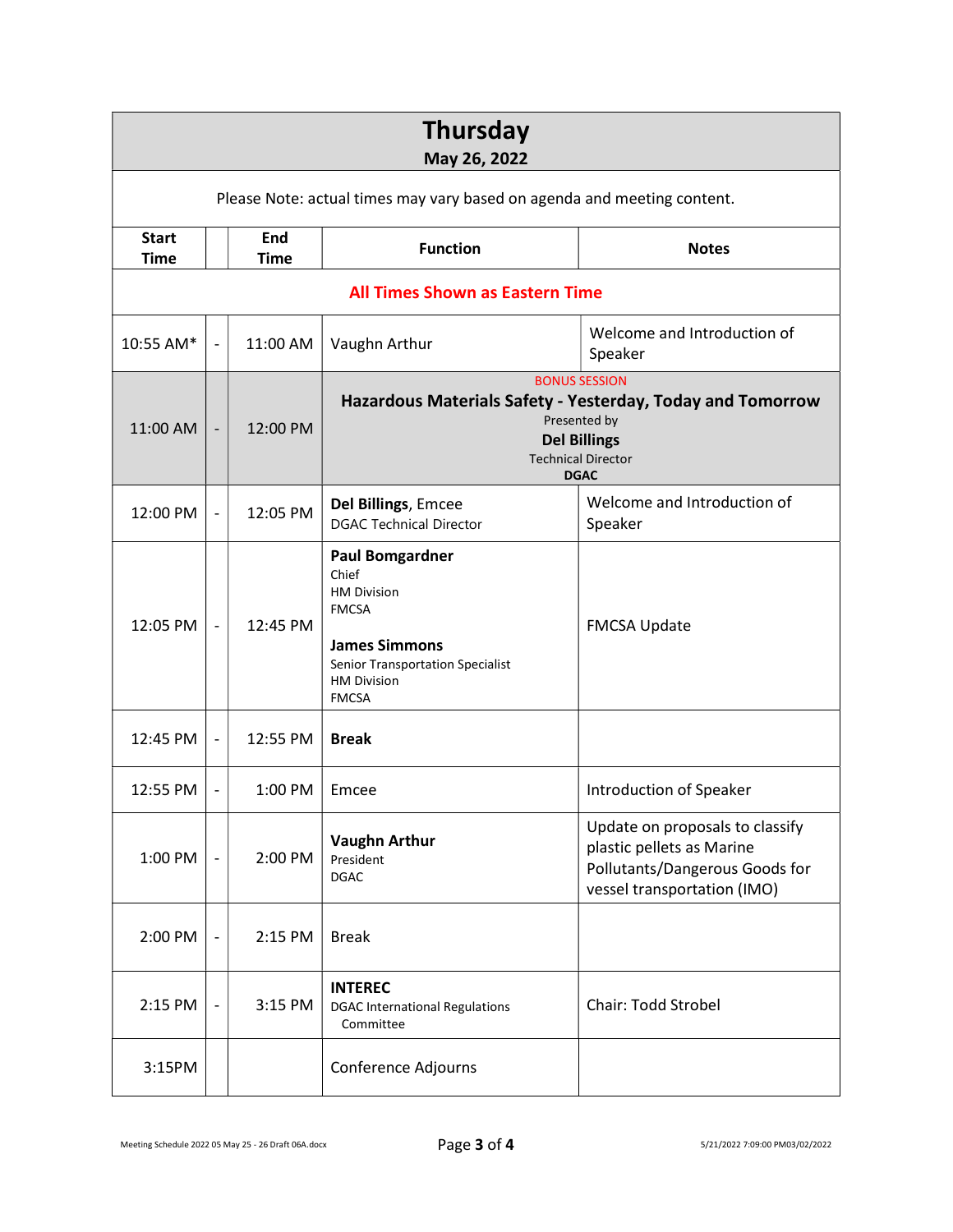# Thursday

## May 26, 2022

Please Note: actual times may vary based on agenda and meeting content.

| Start Time | | End Time | Function | Notes |
|---|---|---|---|---|
| **All Times Shown as Eastern Time** | | | | |
| 10:55 AM* | - | 11:00 AM | Vaughn Arthur | Welcome and Introduction of Speaker |
| 11:00 AM | - | 12:00 PM | BONUS SESSION<br>**Hazardous Materials Safety - Yesterday, Today and Tomorrow**<br>Presented by<br>**Del Billings**<br>Technical Director<br>**DGAC** | |
| 12:00 PM | - | 12:05 PM | **Del Billings**, Emcee<br>DGAC Technical Director | Welcome and Introduction of Speaker |
| 12:05 PM | - | 12:45 PM | **Paul Bomgardner**<br>Chief<br>HM Division<br>FMCSA<br><br>**James Simmons**<br>Senior Transportation Specialist<br>HM Division<br>FMCSA | FMCSA Update |
| 12:45 PM | - | 12:55 PM | **Break** | |
| 12:55 PM | - | 1:00 PM | Emcee | Introduction of Speaker |
| 1:00 PM | - | 2:00 PM | **Vaughn Arthur**<br>President<br>DGAC | Update on proposals to classify plastic pellets as Marine Pollutants/Dangerous Goods for vessel transportation (IMO) |
| 2:00 PM | - | 2:15 PM | Break | |
| 2:15 PM | - | 3:15 PM | **INTEREC**<br>DGAC International Regulations Committee | Chair: Todd Strobel |
| 3:15PM | | | Conference Adjourns | |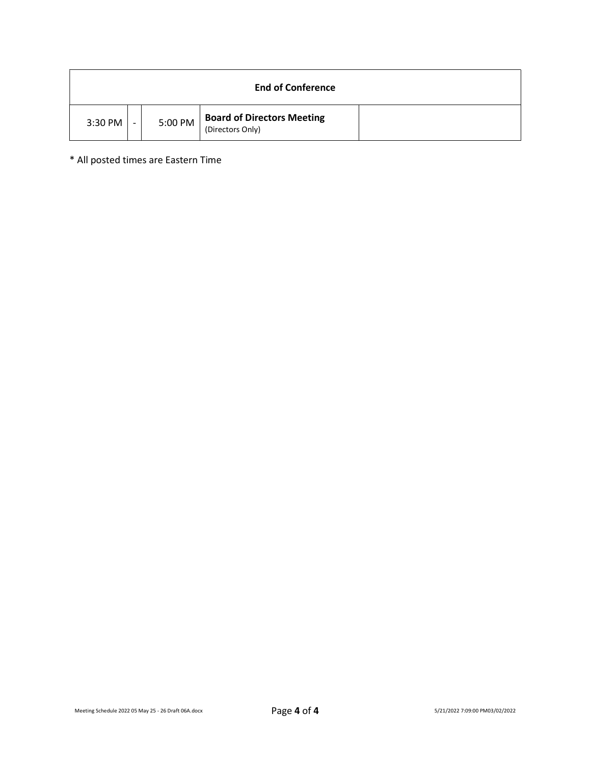| | | | | |
|---|---|---|---|---|
| **End of Conference** | | | | |
| 3:30 PM | - | 5:00 PM | **Board of Directors Meeting**<br>(Directors Only) | |

\* All posted times are Eastern Time